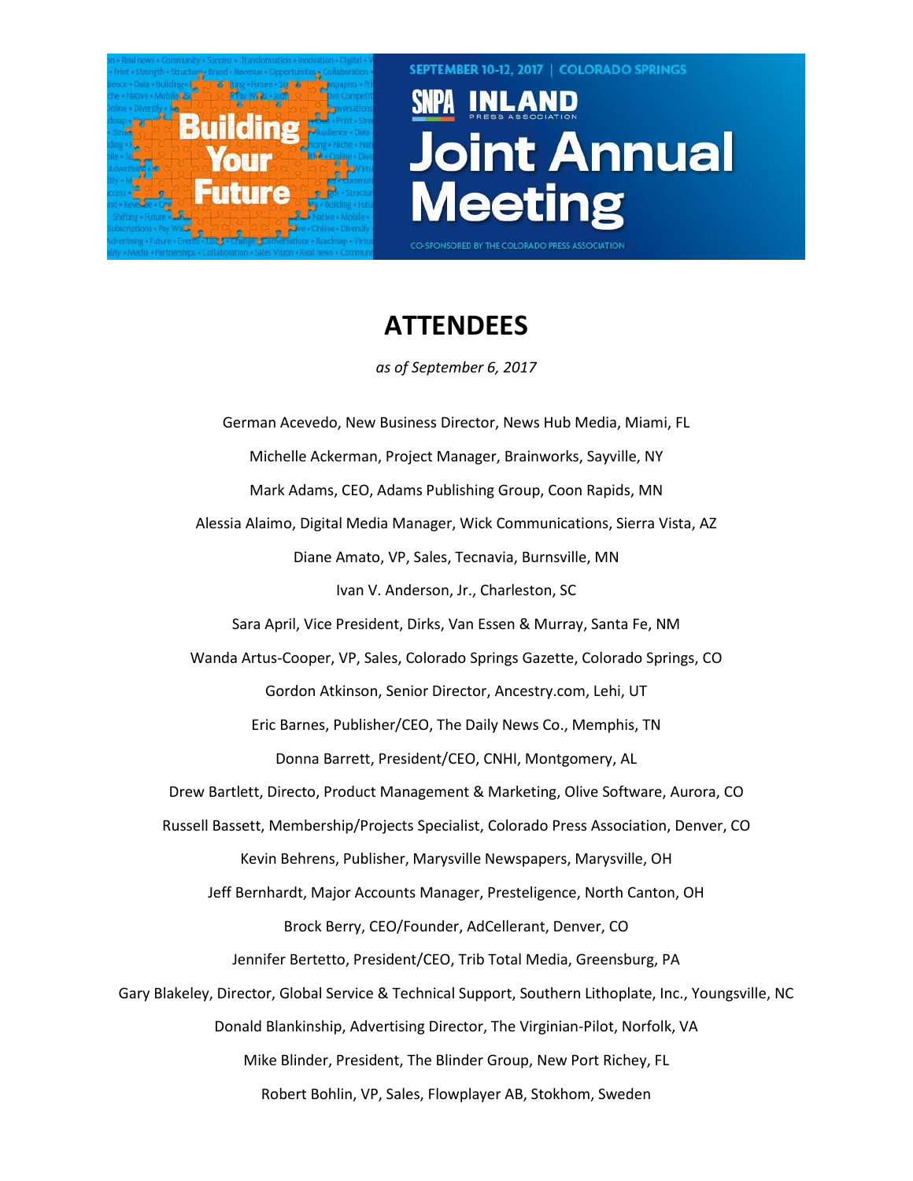SEPTEMBER 10-12, 2017 | COLORADO SPRINGS

SNPA INLAND PRESS ASSOCIATION

# Joint Annual Meeting

Building Your Future

CO-SPONSORED BY THE COLORADO PRESS ASSOCIATION

## ATTENDEES

*as of September 6, 2017*

German Acevedo, New Business Director, News Hub Media, Miami, FL

Michelle Ackerman, Project Manager, Brainworks, Sayville, NY

Mark Adams, CEO, Adams Publishing Group, Coon Rapids, MN

Alessia Alaimo, Digital Media Manager, Wick Communications, Sierra Vista, AZ

Diane Amato, VP, Sales, Tecnavia, Burnsville, MN

Ivan V. Anderson, Jr., Charleston, SC

Sara April, Vice President, Dirks, Van Essen & Murray, Santa Fe, NM

Wanda Artus-Cooper, VP, Sales, Colorado Springs Gazette, Colorado Springs, CO

Gordon Atkinson, Senior Director, Ancestry.com, Lehi, UT

Eric Barnes, Publisher/CEO, The Daily News Co., Memphis, TN

Donna Barrett, President/CEO, CNHI, Montgomery, AL

Drew Bartlett, Directo, Product Management & Marketing, Olive Software, Aurora, CO

Russell Bassett, Membership/Projects Specialist, Colorado Press Association, Denver, CO

Kevin Behrens, Publisher, Marysville Newspapers, Marysville, OH

Jeff Bernhardt, Major Accounts Manager, Presteligence, North Canton, OH

Brock Berry, CEO/Founder, AdCellerant, Denver, CO

Jennifer Bertetto, President/CEO, Trib Total Media, Greensburg, PA

Gary Blakeley, Director, Global Service & Technical Support, Southern Lithoplate, Inc., Youngsville, NC

Donald Blankinship, Advertising Director, The Virginian-Pilot, Norfolk, VA

Mike Blinder, President, The Blinder Group, New Port Richey, FL

Robert Bohlin, VP, Sales, Flowplayer AB, Stokhom, Sweden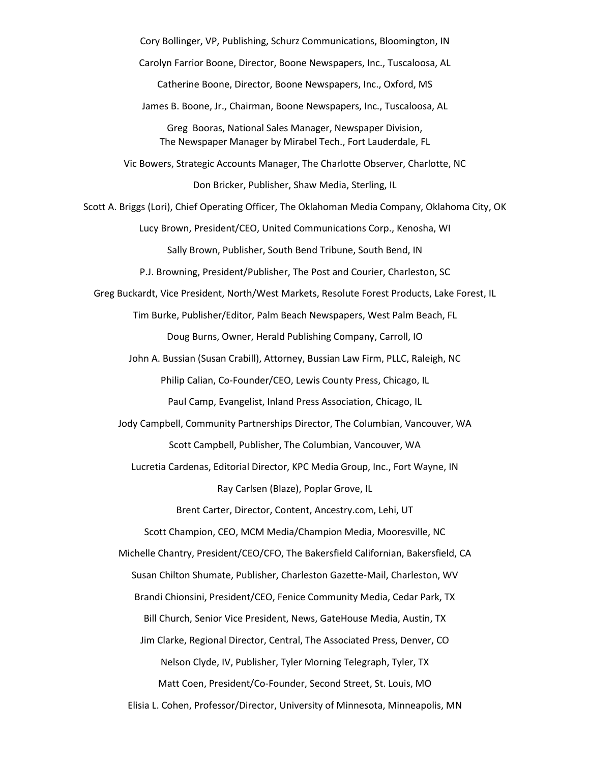Cory Bollinger, VP, Publishing, Schurz Communications, Bloomington, IN

Carolyn Farrior Boone, Director, Boone Newspapers, Inc., Tuscaloosa, AL

Catherine Boone, Director, Boone Newspapers, Inc., Oxford, MS

James B. Boone, Jr., Chairman, Boone Newspapers, Inc., Tuscaloosa, AL

Greg Booras, National Sales Manager, Newspaper Division,
The Newspaper Manager by Mirabel Tech., Fort Lauderdale, FL

Vic Bowers, Strategic Accounts Manager, The Charlotte Observer, Charlotte, NC

Don Bricker, Publisher, Shaw Media, Sterling, IL

Scott A. Briggs (Lori), Chief Operating Officer, The Oklahoman Media Company, Oklahoma City, OK

Lucy Brown, President/CEO, United Communications Corp., Kenosha, WI

Sally Brown, Publisher, South Bend Tribune, South Bend, IN

P.J. Browning, President/Publisher, The Post and Courier, Charleston, SC

Greg Buckardt, Vice President, North/West Markets, Resolute Forest Products, Lake Forest, IL

Tim Burke, Publisher/Editor, Palm Beach Newspapers, West Palm Beach, FL

Doug Burns, Owner, Herald Publishing Company, Carroll, IO

John A. Bussian (Susan Crabill), Attorney, Bussian Law Firm, PLLC, Raleigh, NC

Philip Calian, Co-Founder/CEO, Lewis County Press, Chicago, IL

Paul Camp, Evangelist, Inland Press Association, Chicago, IL

Jody Campbell, Community Partnerships Director, The Columbian, Vancouver, WA

Scott Campbell, Publisher, The Columbian, Vancouver, WA

Lucretia Cardenas, Editorial Director, KPC Media Group, Inc., Fort Wayne, IN

Ray Carlsen (Blaze), Poplar Grove, IL

Brent Carter, Director, Content, Ancestry.com, Lehi, UT

Scott Champion, CEO, MCM Media/Champion Media, Mooresville, NC

Michelle Chantry, President/CEO/CFO, The Bakersfield Californian, Bakersfield, CA

Susan Chilton Shumate, Publisher, Charleston Gazette-Mail, Charleston, WV

Brandi Chionsini, President/CEO, Fenice Community Media, Cedar Park, TX

Bill Church, Senior Vice President, News, GateHouse Media, Austin, TX

Jim Clarke, Regional Director, Central, The Associated Press, Denver, CO

Nelson Clyde, IV, Publisher, Tyler Morning Telegraph, Tyler, TX

Matt Coen, President/Co-Founder, Second Street, St. Louis, MO

Elisia L. Cohen, Professor/Director, University of Minnesota, Minneapolis, MN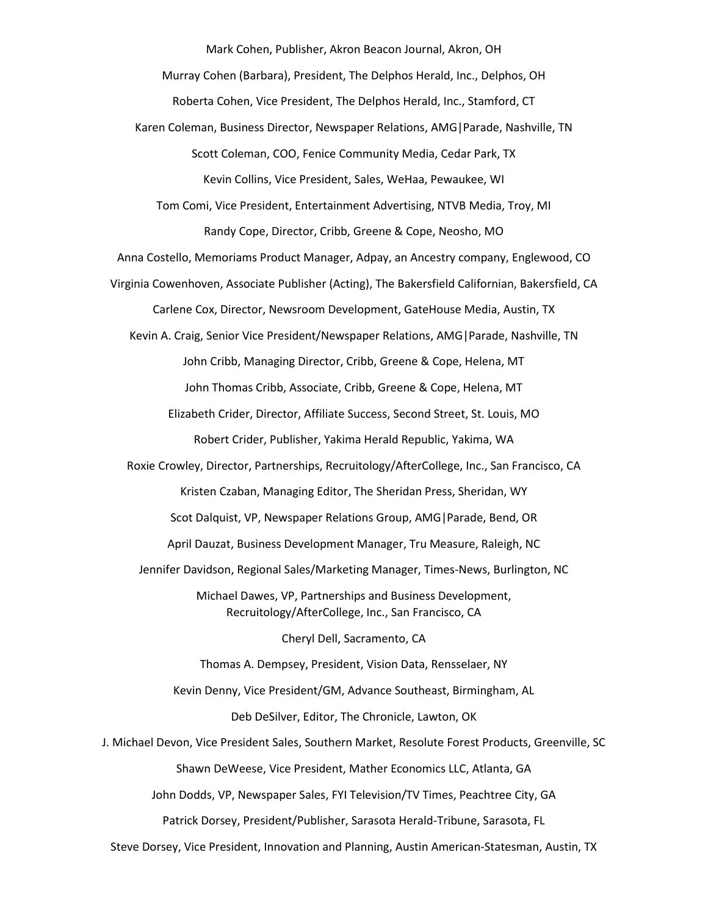Mark Cohen, Publisher, Akron Beacon Journal, Akron, OH

Murray Cohen (Barbara), President, The Delphos Herald, Inc., Delphos, OH

Roberta Cohen, Vice President, The Delphos Herald, Inc., Stamford, CT

Karen Coleman, Business Director, Newspaper Relations, AMG|Parade, Nashville, TN

Scott Coleman, COO, Fenice Community Media, Cedar Park, TX

Kevin Collins, Vice President, Sales, WeHaa, Pewaukee, WI

Tom Comi, Vice President, Entertainment Advertising, NTVB Media, Troy, MI

Randy Cope, Director, Cribb, Greene & Cope, Neosho, MO

Anna Costello, Memoriams Product Manager, Adpay, an Ancestry company, Englewood, CO

Virginia Cowenhoven, Associate Publisher (Acting), The Bakersfield Californian, Bakersfield, CA

Carlene Cox, Director, Newsroom Development, GateHouse Media, Austin, TX

Kevin A. Craig, Senior Vice President/Newspaper Relations, AMG|Parade, Nashville, TN

John Cribb, Managing Director, Cribb, Greene & Cope, Helena, MT

John Thomas Cribb, Associate, Cribb, Greene & Cope, Helena, MT

Elizabeth Crider, Director, Affiliate Success, Second Street, St. Louis, MO

Robert Crider, Publisher, Yakima Herald Republic, Yakima, WA

Roxie Crowley, Director, Partnerships, Recruitology/AfterCollege, Inc., San Francisco, CA

Kristen Czaban, Managing Editor, The Sheridan Press, Sheridan, WY

Scot Dalquist, VP, Newspaper Relations Group, AMG|Parade, Bend, OR

April Dauzat, Business Development Manager, Tru Measure, Raleigh, NC

Jennifer Davidson, Regional Sales/Marketing Manager, Times-News, Burlington, NC

Michael Dawes, VP, Partnerships and Business Development, Recruitology/AfterCollege, Inc., San Francisco, CA

Cheryl Dell, Sacramento, CA

Thomas A. Dempsey, President, Vision Data, Rensselaer, NY

Kevin Denny, Vice President/GM, Advance Southeast, Birmingham, AL

Deb DeSilver, Editor, The Chronicle, Lawton, OK

J. Michael Devon, Vice President Sales, Southern Market, Resolute Forest Products, Greenville, SC

Shawn DeWeese, Vice President, Mather Economics LLC, Atlanta, GA

John Dodds, VP, Newspaper Sales, FYI Television/TV Times, Peachtree City, GA

Patrick Dorsey, President/Publisher, Sarasota Herald-Tribune, Sarasota, FL

Steve Dorsey, Vice President, Innovation and Planning, Austin American-Statesman, Austin, TX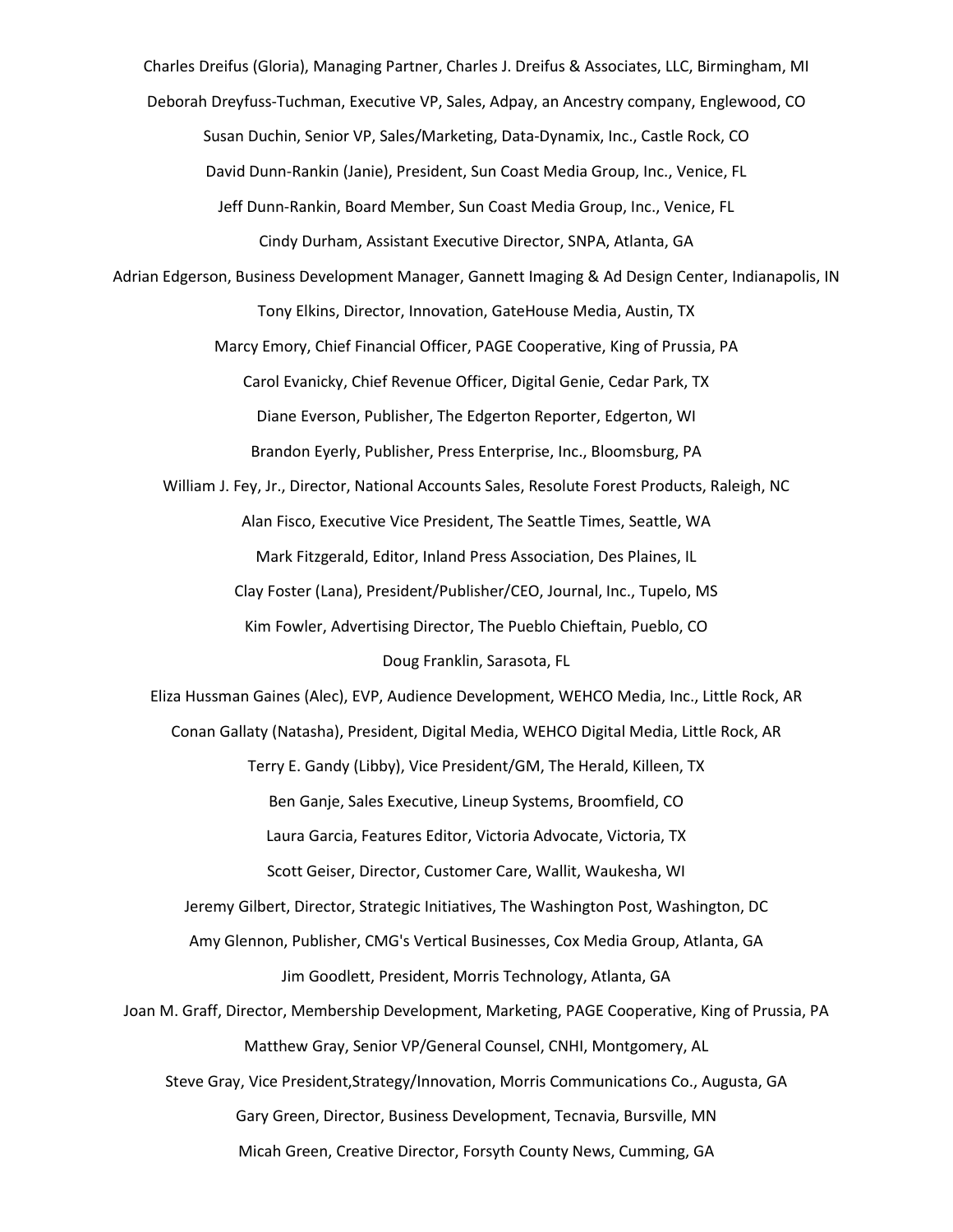Charles Dreifus (Gloria), Managing Partner, Charles J. Dreifus & Associates, LLC, Birmingham, MI

Deborah Dreyfuss-Tuchman, Executive VP, Sales, Adpay, an Ancestry company, Englewood, CO

Susan Duchin, Senior VP, Sales/Marketing, Data-Dynamix, Inc., Castle Rock, CO

David Dunn-Rankin (Janie), President, Sun Coast Media Group, Inc., Venice, FL

Jeff Dunn-Rankin, Board Member, Sun Coast Media Group, Inc., Venice, FL

Cindy Durham, Assistant Executive Director, SNPA, Atlanta, GA

Adrian Edgerson, Business Development Manager, Gannett Imaging & Ad Design Center, Indianapolis, IN

Tony Elkins, Director, Innovation, GateHouse Media, Austin, TX

Marcy Emory, Chief Financial Officer, PAGE Cooperative, King of Prussia, PA

Carol Evanicky, Chief Revenue Officer, Digital Genie, Cedar Park, TX

Diane Everson, Publisher, The Edgerton Reporter, Edgerton, WI

Brandon Eyerly, Publisher, Press Enterprise, Inc., Bloomsburg, PA

William J. Fey, Jr., Director, National Accounts Sales, Resolute Forest Products, Raleigh, NC

Alan Fisco, Executive Vice President, The Seattle Times, Seattle, WA

Mark Fitzgerald, Editor, Inland Press Association, Des Plaines, IL

Clay Foster (Lana), President/Publisher/CEO, Journal, Inc., Tupelo, MS

Kim Fowler, Advertising Director, The Pueblo Chieftain, Pueblo, CO

Doug Franklin, Sarasota, FL

Eliza Hussman Gaines (Alec), EVP, Audience Development, WEHCO Media, Inc., Little Rock, AR

Conan Gallaty (Natasha), President, Digital Media, WEHCO Digital Media, Little Rock, AR

Terry E. Gandy (Libby), Vice President/GM, The Herald, Killeen, TX

Ben Ganje, Sales Executive, Lineup Systems, Broomfield, CO

Laura Garcia, Features Editor, Victoria Advocate, Victoria, TX

Scott Geiser, Director, Customer Care, Wallit, Waukesha, WI

Jeremy Gilbert, Director, Strategic Initiatives, The Washington Post, Washington, DC

Amy Glennon, Publisher, CMG's Vertical Businesses, Cox Media Group, Atlanta, GA

Jim Goodlett, President, Morris Technology, Atlanta, GA

Joan M. Graff, Director, Membership Development, Marketing, PAGE Cooperative, King of Prussia, PA

Matthew Gray, Senior VP/General Counsel, CNHI, Montgomery, AL

Steve Gray, Vice President,Strategy/Innovation, Morris Communications Co., Augusta, GA

Gary Green, Director, Business Development, Tecnavia, Bursville, MN

Micah Green, Creative Director, Forsyth County News, Cumming, GA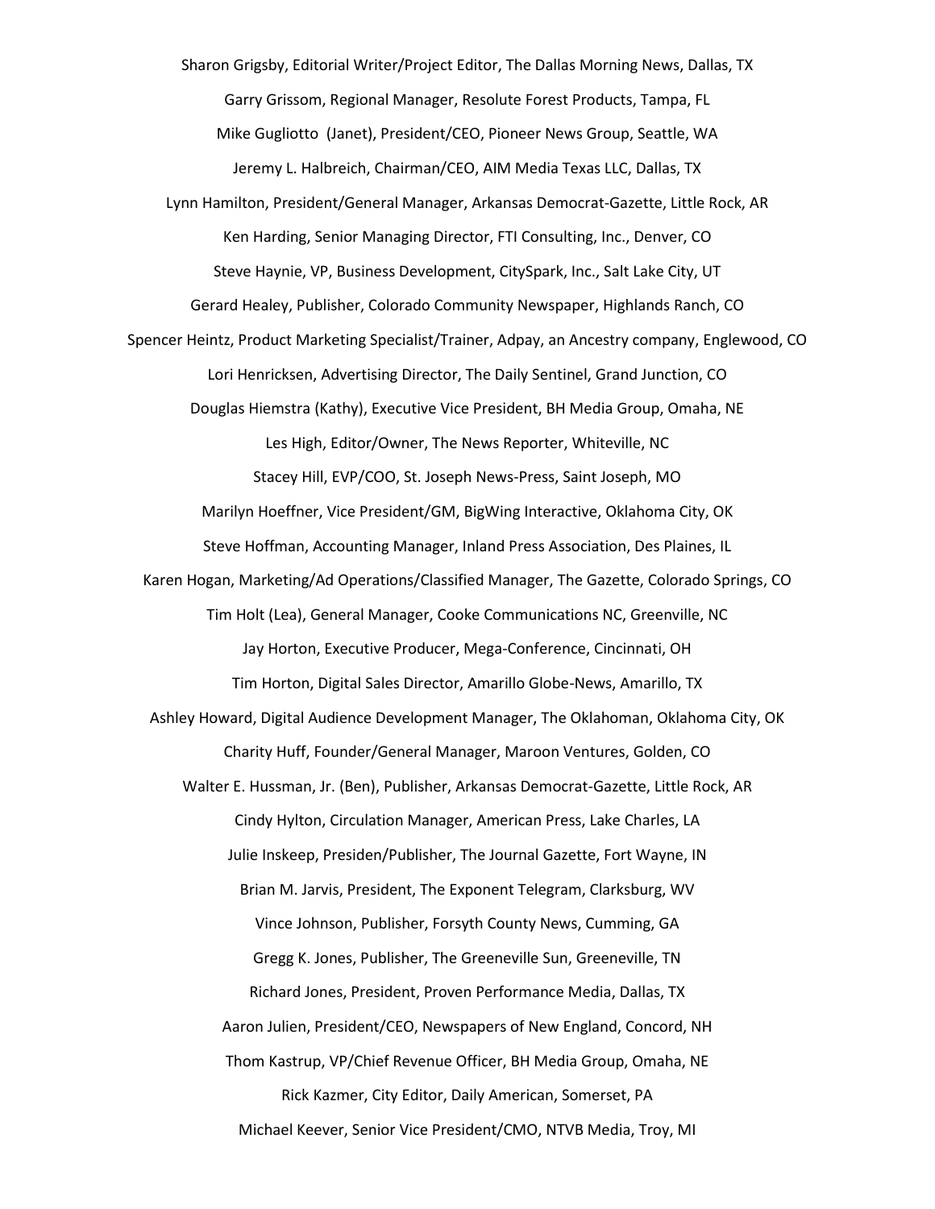Sharon Grigsby, Editorial Writer/Project Editor, The Dallas Morning News, Dallas, TX

Garry Grissom, Regional Manager, Resolute Forest Products, Tampa, FL

Mike Gugliotto (Janet), President/CEO, Pioneer News Group, Seattle, WA

Jeremy L. Halbreich, Chairman/CEO, AIM Media Texas LLC, Dallas, TX

Lynn Hamilton, President/General Manager, Arkansas Democrat-Gazette, Little Rock, AR

Ken Harding, Senior Managing Director, FTI Consulting, Inc., Denver, CO

Steve Haynie, VP, Business Development, CitySpark, Inc., Salt Lake City, UT

Gerard Healey, Publisher, Colorado Community Newspaper, Highlands Ranch, CO

Spencer Heintz, Product Marketing Specialist/Trainer, Adpay, an Ancestry company, Englewood, CO

Lori Henricksen, Advertising Director, The Daily Sentinel, Grand Junction, CO

Douglas Hiemstra (Kathy), Executive Vice President, BH Media Group, Omaha, NE

Les High, Editor/Owner, The News Reporter, Whiteville, NC

Stacey Hill, EVP/COO, St. Joseph News-Press, Saint Joseph, MO

Marilyn Hoeffner, Vice President/GM, BigWing Interactive, Oklahoma City, OK

Steve Hoffman, Accounting Manager, Inland Press Association, Des Plaines, IL

Karen Hogan, Marketing/Ad Operations/Classified Manager, The Gazette, Colorado Springs, CO

Tim Holt (Lea), General Manager, Cooke Communications NC, Greenville, NC

Jay Horton, Executive Producer, Mega-Conference, Cincinnati, OH

Tim Horton, Digital Sales Director, Amarillo Globe-News, Amarillo, TX

Ashley Howard, Digital Audience Development Manager, The Oklahoman, Oklahoma City, OK

Charity Huff, Founder/General Manager, Maroon Ventures, Golden, CO

Walter E. Hussman, Jr. (Ben), Publisher, Arkansas Democrat-Gazette, Little Rock, AR

Cindy Hylton, Circulation Manager, American Press, Lake Charles, LA

Julie Inskeep, Presiden/Publisher, The Journal Gazette, Fort Wayne, IN

Brian M. Jarvis, President, The Exponent Telegram, Clarksburg, WV

Vince Johnson, Publisher, Forsyth County News, Cumming, GA

Gregg K. Jones, Publisher, The Greeneville Sun, Greeneville, TN

Richard Jones, President, Proven Performance Media, Dallas, TX

Aaron Julien, President/CEO, Newspapers of New England, Concord, NH

Thom Kastrup, VP/Chief Revenue Officer, BH Media Group, Omaha, NE

Rick Kazmer, City Editor, Daily American, Somerset, PA

Michael Keever, Senior Vice President/CMO, NTVB Media, Troy, MI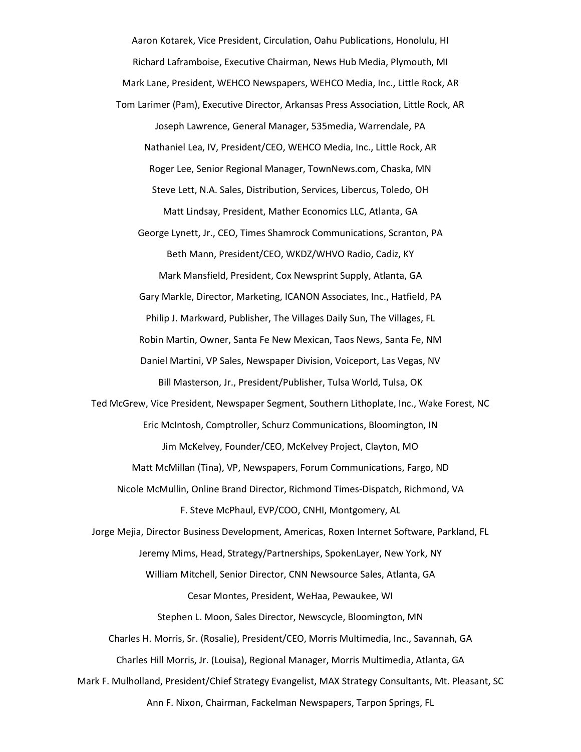Aaron Kotarek, Vice President, Circulation, Oahu Publications, Honolulu, HI

Richard Laframboise, Executive Chairman, News Hub Media, Plymouth, MI

Mark Lane, President, WEHCO Newspapers, WEHCO Media, Inc., Little Rock, AR

Tom Larimer (Pam), Executive Director, Arkansas Press Association, Little Rock, AR

Joseph Lawrence, General Manager, 535media, Warrendale, PA

Nathaniel Lea, IV, President/CEO, WEHCO Media, Inc., Little Rock, AR

Roger Lee, Senior Regional Manager, TownNews.com, Chaska, MN

Steve Lett, N.A. Sales, Distribution, Services, Libercus, Toledo, OH

Matt Lindsay, President, Mather Economics LLC, Atlanta, GA

George Lynett, Jr., CEO, Times Shamrock Communications, Scranton, PA

Beth Mann, President/CEO, WKDZ/WHVO Radio, Cadiz, KY

Mark Mansfield, President, Cox Newsprint Supply, Atlanta, GA

Gary Markle, Director, Marketing, ICANON Associates, Inc., Hatfield, PA

Philip J. Markward, Publisher, The Villages Daily Sun, The Villages, FL

Robin Martin, Owner, Santa Fe New Mexican, Taos News, Santa Fe, NM

Daniel Martini, VP Sales, Newspaper Division, Voiceport, Las Vegas, NV

Bill Masterson, Jr., President/Publisher, Tulsa World, Tulsa, OK

Ted McGrew, Vice President, Newspaper Segment, Southern Lithoplate, Inc., Wake Forest, NC

Eric McIntosh, Comptroller, Schurz Communications, Bloomington, IN

Jim McKelvey, Founder/CEO, McKelvey Project, Clayton, MO

Matt McMillan (Tina), VP, Newspapers, Forum Communications, Fargo, ND

Nicole McMullin, Online Brand Director, Richmond Times-Dispatch, Richmond, VA

F. Steve McPhaul, EVP/COO, CNHI, Montgomery, AL

Jorge Mejia, Director Business Development, Americas, Roxen Internet Software, Parkland, FL

Jeremy Mims, Head, Strategy/Partnerships, SpokenLayer, New York, NY

William Mitchell, Senior Director, CNN Newsource Sales, Atlanta, GA

Cesar Montes, President, WeHaa, Pewaukee, WI

Stephen L. Moon, Sales Director, Newscycle, Bloomington, MN

Charles H. Morris, Sr. (Rosalie), President/CEO, Morris Multimedia, Inc., Savannah, GA

Charles Hill Morris, Jr. (Louisa), Regional Manager, Morris Multimedia, Atlanta, GA

Mark F. Mulholland, President/Chief Strategy Evangelist, MAX Strategy Consultants, Mt. Pleasant, SC

Ann F. Nixon, Chairman, Fackelman Newspapers, Tarpon Springs, FL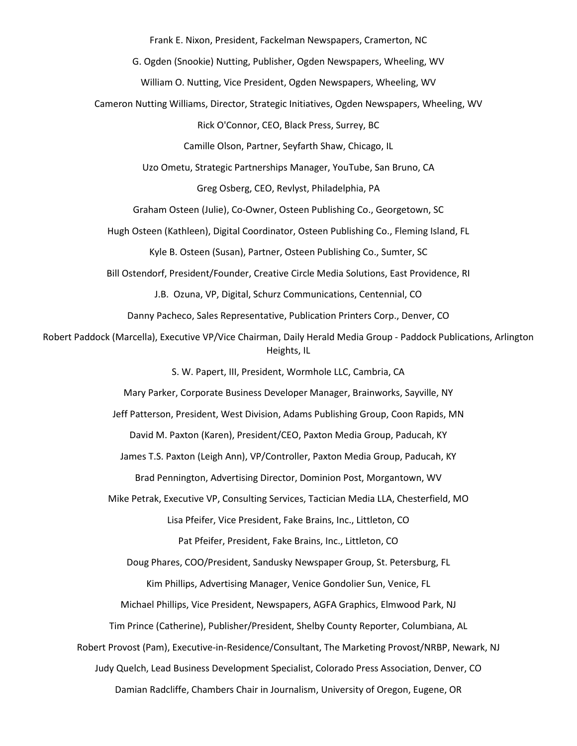Frank E. Nixon, President, Fackelman Newspapers, Cramerton, NC

G. Ogden (Snookie) Nutting, Publisher, Ogden Newspapers, Wheeling, WV

William O. Nutting, Vice President, Ogden Newspapers, Wheeling, WV

Cameron Nutting Williams, Director, Strategic Initiatives, Ogden Newspapers, Wheeling, WV

Rick O'Connor, CEO, Black Press, Surrey, BC

Camille Olson, Partner, Seyfarth Shaw, Chicago, IL

Uzo Ometu, Strategic Partnerships Manager, YouTube, San Bruno, CA

Greg Osberg, CEO, Revlyst, Philadelphia, PA

Graham Osteen (Julie), Co-Owner, Osteen Publishing Co., Georgetown, SC

Hugh Osteen (Kathleen), Digital Coordinator, Osteen Publishing Co., Fleming Island, FL

Kyle B. Osteen (Susan), Partner, Osteen Publishing Co., Sumter, SC

Bill Ostendorf, President/Founder, Creative Circle Media Solutions, East Providence, RI

J.B. Ozuna, VP, Digital, Schurz Communications, Centennial, CO

Danny Pacheco, Sales Representative, Publication Printers Corp., Denver, CO

Robert Paddock (Marcella), Executive VP/Vice Chairman, Daily Herald Media Group - Paddock Publications, Arlington Heights, IL

S. W. Papert, III, President, Wormhole LLC, Cambria, CA

Mary Parker, Corporate Business Developer Manager, Brainworks, Sayville, NY

Jeff Patterson, President, West Division, Adams Publishing Group, Coon Rapids, MN

David M. Paxton (Karen), President/CEO, Paxton Media Group, Paducah, KY

James T.S. Paxton (Leigh Ann), VP/Controller, Paxton Media Group, Paducah, KY

Brad Pennington, Advertising Director, Dominion Post, Morgantown, WV

Mike Petrak, Executive VP, Consulting Services, Tactician Media LLA, Chesterfield, MO

Lisa Pfeifer, Vice President, Fake Brains, Inc., Littleton, CO

Pat Pfeifer, President, Fake Brains, Inc., Littleton, CO

Doug Phares, COO/President, Sandusky Newspaper Group, St. Petersburg, FL

Kim Phillips, Advertising Manager, Venice Gondolier Sun, Venice, FL

Michael Phillips, Vice President, Newspapers, AGFA Graphics, Elmwood Park, NJ

Tim Prince (Catherine), Publisher/President, Shelby County Reporter, Columbiana, AL

Robert Provost (Pam), Executive-in-Residence/Consultant, The Marketing Provost/NRBP, Newark, NJ

Judy Quelch, Lead Business Development Specialist, Colorado Press Association, Denver, CO

Damian Radcliffe, Chambers Chair in Journalism, University of Oregon, Eugene, OR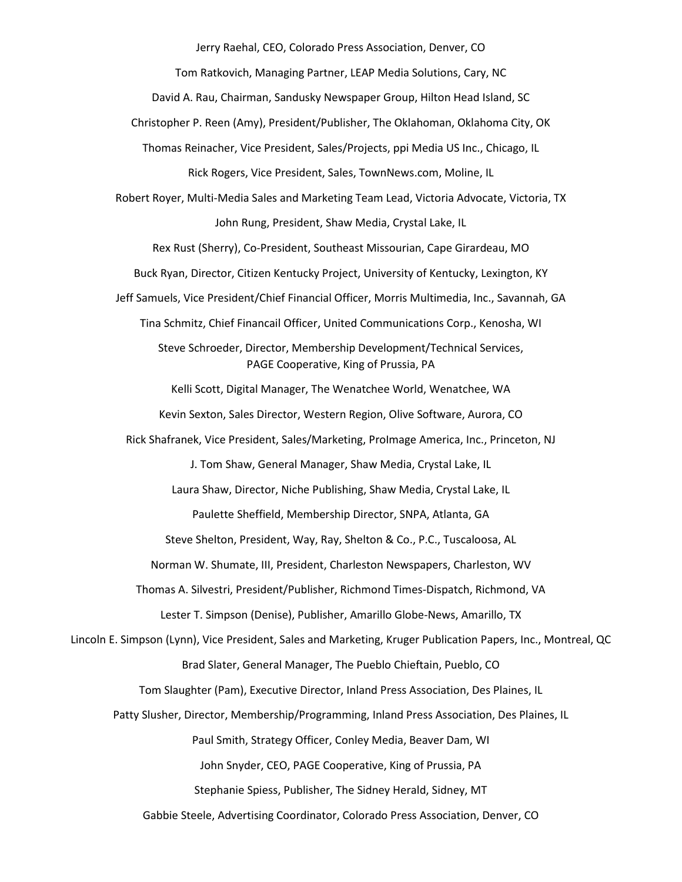Jerry Raehal, CEO, Colorado Press Association, Denver, CO

Tom Ratkovich, Managing Partner, LEAP Media Solutions, Cary, NC

David A. Rau, Chairman, Sandusky Newspaper Group, Hilton Head Island, SC

Christopher P. Reen (Amy), President/Publisher, The Oklahoman, Oklahoma City, OK

Thomas Reinacher, Vice President, Sales/Projects, ppi Media US Inc., Chicago, IL

Rick Rogers, Vice President, Sales, TownNews.com, Moline, IL

Robert Royer, Multi-Media Sales and Marketing Team Lead, Victoria Advocate, Victoria, TX

John Rung, President, Shaw Media, Crystal Lake, IL

Rex Rust (Sherry), Co-President, Southeast Missourian, Cape Girardeau, MO

Buck Ryan, Director, Citizen Kentucky Project, University of Kentucky, Lexington, KY

Jeff Samuels, Vice President/Chief Financial Officer, Morris Multimedia, Inc., Savannah, GA

Tina Schmitz, Chief Financail Officer, United Communications Corp., Kenosha, WI

Steve Schroeder, Director, Membership Development/Technical Services, PAGE Cooperative, King of Prussia, PA

Kelli Scott, Digital Manager, The Wenatchee World, Wenatchee, WA

Kevin Sexton, Sales Director, Western Region, Olive Software, Aurora, CO

Rick Shafranek, Vice President, Sales/Marketing, ProImage America, Inc., Princeton, NJ

J. Tom Shaw, General Manager, Shaw Media, Crystal Lake, IL

Laura Shaw, Director, Niche Publishing, Shaw Media, Crystal Lake, IL

Paulette Sheffield, Membership Director, SNPA, Atlanta, GA

Steve Shelton, President, Way, Ray, Shelton & Co., P.C., Tuscaloosa, AL

Norman W. Shumate, III, President, Charleston Newspapers, Charleston, WV

Thomas A. Silvestri, President/Publisher, Richmond Times-Dispatch, Richmond, VA

Lester T. Simpson (Denise), Publisher, Amarillo Globe-News, Amarillo, TX

Lincoln E. Simpson (Lynn), Vice President, Sales and Marketing, Kruger Publication Papers, Inc., Montreal, QC

Brad Slater, General Manager, The Pueblo Chieftain, Pueblo, CO

Tom Slaughter (Pam), Executive Director, Inland Press Association, Des Plaines, IL

Patty Slusher, Director, Membership/Programming, Inland Press Association, Des Plaines, IL

Paul Smith, Strategy Officer, Conley Media, Beaver Dam, WI

John Snyder, CEO, PAGE Cooperative, King of Prussia, PA

Stephanie Spiess, Publisher, The Sidney Herald, Sidney, MT

Gabbie Steele, Advertising Coordinator, Colorado Press Association, Denver, CO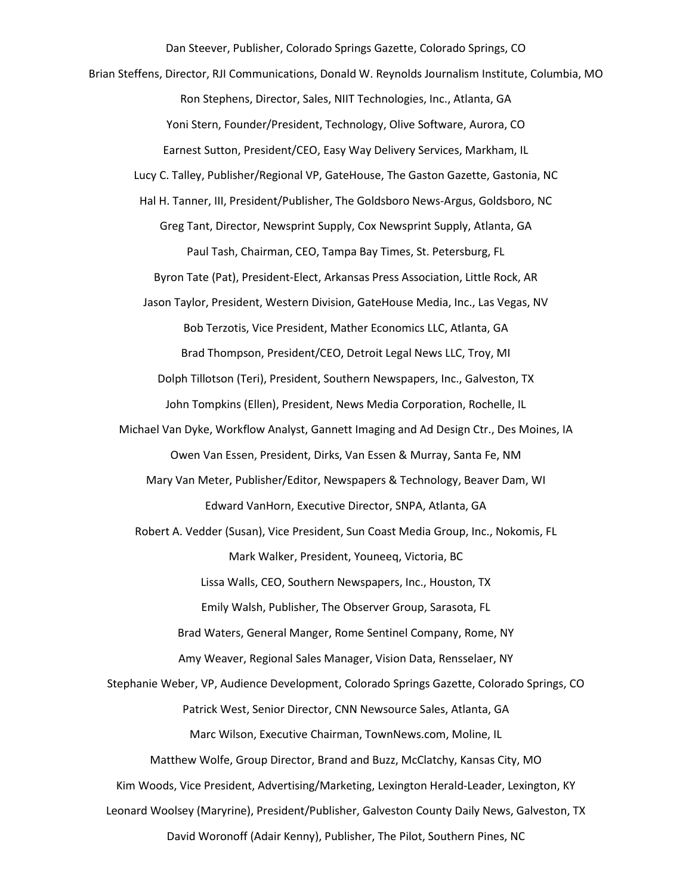Dan Steever, Publisher, Colorado Springs Gazette, Colorado Springs, CO

Brian Steffens, Director, RJI Communications, Donald W. Reynolds Journalism Institute, Columbia, MO

Ron Stephens, Director, Sales, NIIT Technologies, Inc., Atlanta, GA

Yoni Stern, Founder/President, Technology, Olive Software, Aurora, CO

Earnest Sutton, President/CEO, Easy Way Delivery Services, Markham, IL

Lucy C. Talley, Publisher/Regional VP, GateHouse, The Gaston Gazette, Gastonia, NC

Hal H. Tanner, III, President/Publisher, The Goldsboro News-Argus, Goldsboro, NC

Greg Tant, Director, Newsprint Supply, Cox Newsprint Supply, Atlanta, GA

Paul Tash, Chairman, CEO, Tampa Bay Times, St. Petersburg, FL

Byron Tate (Pat), President-Elect, Arkansas Press Association, Little Rock, AR

Jason Taylor, President, Western Division, GateHouse Media, Inc., Las Vegas, NV

Bob Terzotis, Vice President, Mather Economics LLC, Atlanta, GA

Brad Thompson, President/CEO, Detroit Legal News LLC, Troy, MI

Dolph Tillotson (Teri), President, Southern Newspapers, Inc., Galveston, TX

John Tompkins (Ellen), President, News Media Corporation, Rochelle, IL

Michael Van Dyke, Workflow Analyst, Gannett Imaging and Ad Design Ctr., Des Moines, IA

Owen Van Essen, President, Dirks, Van Essen & Murray, Santa Fe, NM

Mary Van Meter, Publisher/Editor, Newspapers & Technology, Beaver Dam, WI

Edward VanHorn, Executive Director, SNPA, Atlanta, GA

Robert A. Vedder (Susan), Vice President, Sun Coast Media Group, Inc., Nokomis, FL

Mark Walker, President, Youneeq, Victoria, BC

Lissa Walls, CEO, Southern Newspapers, Inc., Houston, TX

Emily Walsh, Publisher, The Observer Group, Sarasota, FL

Brad Waters, General Manger, Rome Sentinel Company, Rome, NY

Amy Weaver, Regional Sales Manager, Vision Data, Rensselaer, NY

Stephanie Weber, VP, Audience Development, Colorado Springs Gazette, Colorado Springs, CO

Patrick West, Senior Director, CNN Newsource Sales, Atlanta, GA

Marc Wilson, Executive Chairman, TownNews.com, Moline, IL

Matthew Wolfe, Group Director, Brand and Buzz, McClatchy, Kansas City, MO

Kim Woods, Vice President, Advertising/Marketing, Lexington Herald-Leader, Lexington, KY

Leonard Woolsey (Maryrine), President/Publisher, Galveston County Daily News, Galveston, TX

David Woronoff (Adair Kenny), Publisher, The Pilot, Southern Pines, NC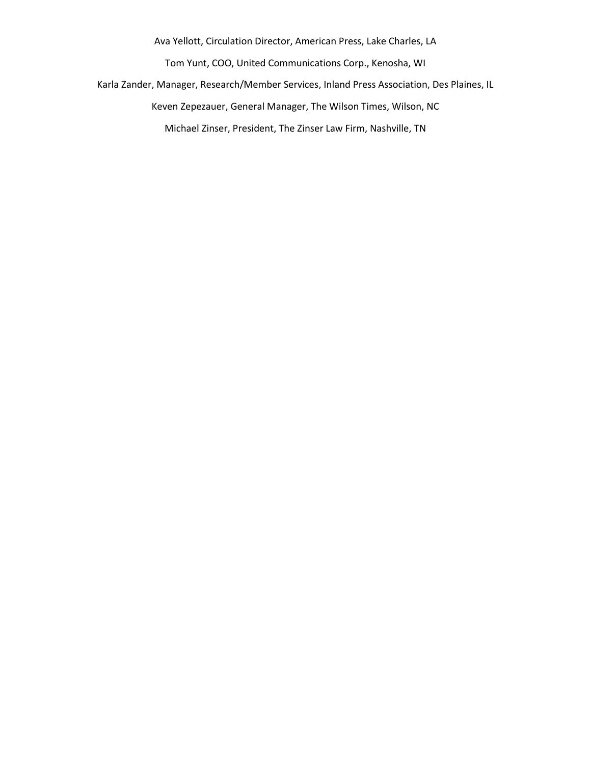Ava Yellott, Circulation Director, American Press, Lake Charles, LA

Tom Yunt, COO, United Communications Corp., Kenosha, WI

Karla Zander, Manager, Research/Member Services, Inland Press Association, Des Plaines, IL

Keven Zepezauer, General Manager, The Wilson Times, Wilson, NC

Michael Zinser, President, The Zinser Law Firm, Nashville, TN